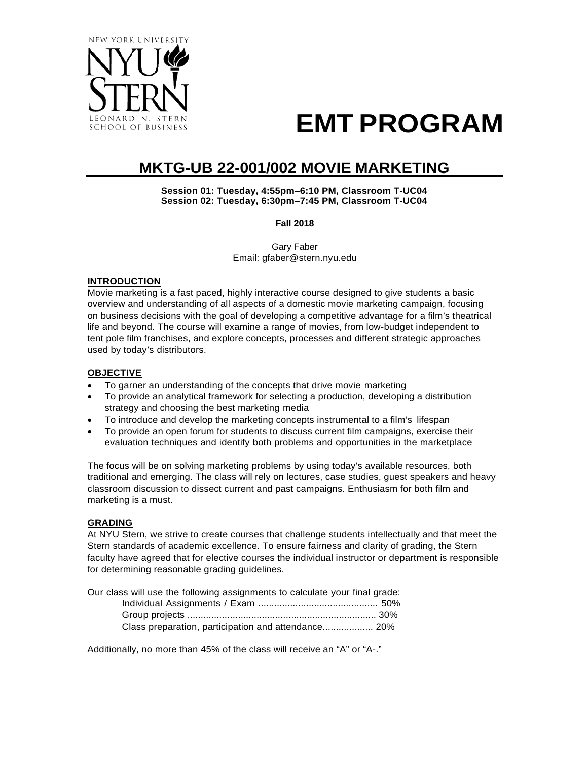NEW YORK UNIVERSITY
NYU STERN
LEONARD N. STERN SCHOOL OF BUSINESS

# EMT PROGRAM

## MKTG-UB 22-001/002 MOVIE MARKETING

**Session 01: Tuesday, 4:55pm–6:10 PM, Classroom T-UC04**
**Session 02: Tuesday, 6:30pm–7:45 PM, Classroom T-UC04**

**Fall 2018**

Gary Faber
Email: gfaber@stern.nyu.edu

### INTRODUCTION

Movie marketing is a fast paced, highly interactive course designed to give students a basic overview and understanding of all aspects of a domestic movie marketing campaign, focusing on business decisions with the goal of developing a competitive advantage for a film's theatrical life and beyond. The course will examine a range of movies, from low-budget independent to tent pole film franchises, and explore concepts, processes and different strategic approaches used by today's distributors.

### OBJECTIVE

- To garner an understanding of the concepts that drive movie marketing
- To provide an analytical framework for selecting a production, developing a distribution strategy and choosing the best marketing media
- To introduce and develop the marketing concepts instrumental to a film's lifespan
- To provide an open forum for students to discuss current film campaigns, exercise their evaluation techniques and identify both problems and opportunities in the marketplace

The focus will be on solving marketing problems by using today's available resources, both traditional and emerging. The class will rely on lectures, case studies, guest speakers and heavy classroom discussion to dissect current and past campaigns. Enthusiasm for both film and marketing is a must.

### GRADING

At NYU Stern, we strive to create courses that challenge students intellectually and that meet the Stern standards of academic excellence. To ensure fairness and clarity of grading, the Stern faculty have agreed that for elective courses the individual instructor or department is responsible for determining reasonable grading guidelines.

Our class will use the following assignments to calculate your final grade:

Individual Assignments / Exam ............................................ 50%
Group projects ...................................................................... 30%
Class preparation, participation and attendance.................. 20%

Additionally, no more than 45% of the class will receive an "A" or "A-."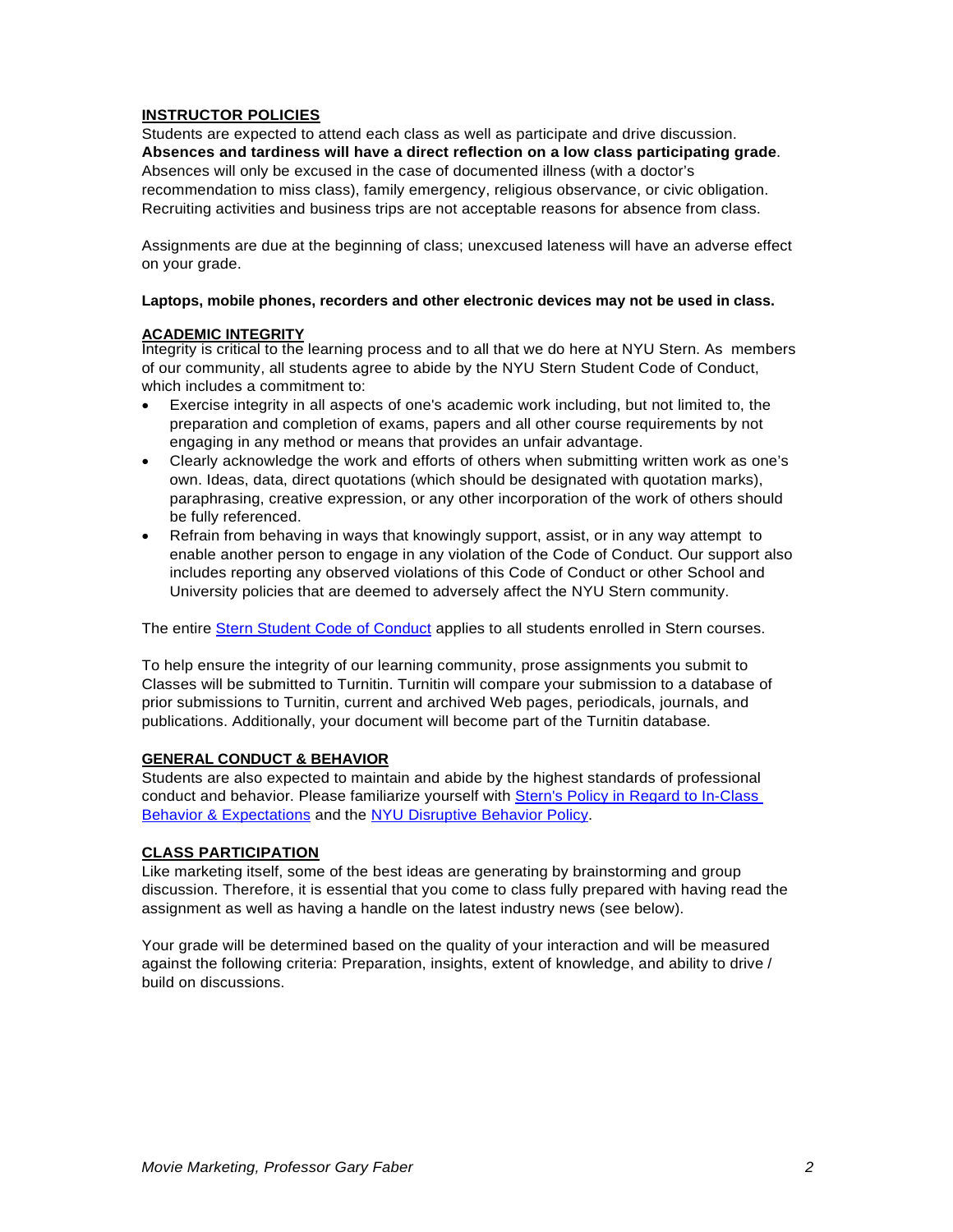## INSTRUCTOR POLICIES

Students are expected to attend each class as well as participate and drive discussion. **Absences and tardiness will have a direct reflection on a low class participating grade**. Absences will only be excused in the case of documented illness (with a doctor's recommendation to miss class), family emergency, religious observance, or civic obligation. Recruiting activities and business trips are not acceptable reasons for absence from class.

Assignments are due at the beginning of class; unexcused lateness will have an adverse effect on your grade.

**Laptops, mobile phones, recorders and other electronic devices may not be used in class.**

## ACADEMIC INTEGRITY

Integrity is critical to the learning process and to all that we do here at NYU Stern. As members of our community, all students agree to abide by the NYU Stern Student Code of Conduct, which includes a commitment to:

- Exercise integrity in all aspects of one's academic work including, but not limited to, the preparation and completion of exams, papers and all other course requirements by not engaging in any method or means that provides an unfair advantage.
- Clearly acknowledge the work and efforts of others when submitting written work as one's own. Ideas, data, direct quotations (which should be designated with quotation marks), paraphrasing, creative expression, or any other incorporation of the work of others should be fully referenced.
- Refrain from behaving in ways that knowingly support, assist, or in any way attempt to enable another person to engage in any violation of the Code of Conduct. Our support also includes reporting any observed violations of this Code of Conduct or other School and University policies that are deemed to adversely affect the NYU Stern community.

The entire Stern Student Code of Conduct applies to all students enrolled in Stern courses.

To help ensure the integrity of our learning community, prose assignments you submit to Classes will be submitted to Turnitin. Turnitin will compare your submission to a database of prior submissions to Turnitin, current and archived Web pages, periodicals, journals, and publications. Additionally, your document will become part of the Turnitin database.

## GENERAL CONDUCT & BEHAVIOR

Students are also expected to maintain and abide by the highest standards of professional conduct and behavior. Please familiarize yourself with Stern's Policy in Regard to In-Class Behavior & Expectations and the NYU Disruptive Behavior Policy.

## CLASS PARTICIPATION

Like marketing itself, some of the best ideas are generating by brainstorming and group discussion. Therefore, it is essential that you come to class fully prepared with having read the assignment as well as having a handle on the latest industry news (see below).

Your grade will be determined based on the quality of your interaction and will be measured against the following criteria: Preparation, insights, extent of knowledge, and ability to drive / build on discussions.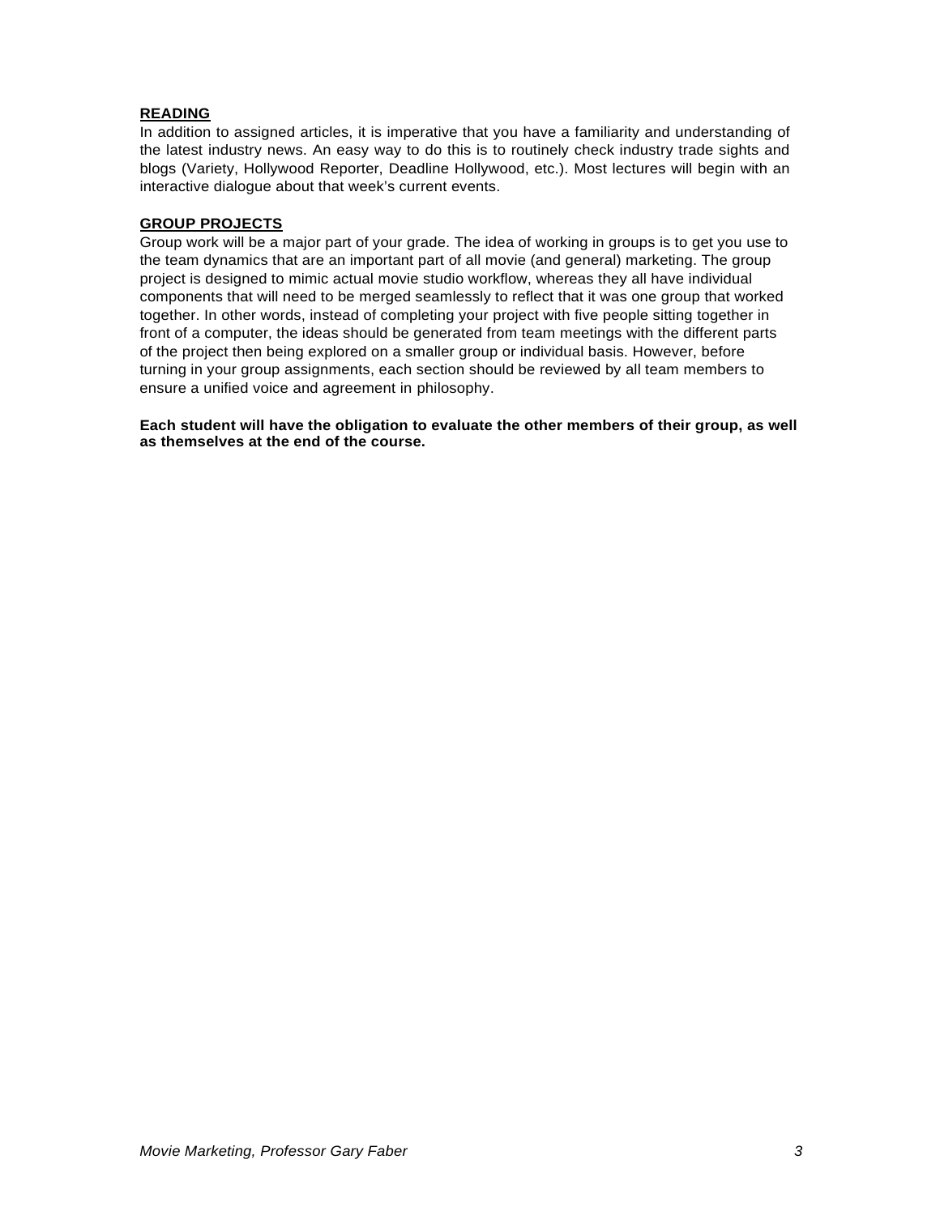**READING**

In addition to assigned articles, it is imperative that you have a familiarity and understanding of the latest industry news. An easy way to do this is to routinely check industry trade sights and blogs (Variety, Hollywood Reporter, Deadline Hollywood, etc.). Most lectures will begin with an interactive dialogue about that week's current events.

**GROUP PROJECTS**

Group work will be a major part of your grade. The idea of working in groups is to get you use to the team dynamics that are an important part of all movie (and general) marketing. The group project is designed to mimic actual movie studio workflow, whereas they all have individual components that will need to be merged seamlessly to reflect that it was one group that worked together. In other words, instead of completing your project with five people sitting together in front of a computer, the ideas should be generated from team meetings with the different parts of the project then being explored on a smaller group or individual basis. However, before turning in your group assignments, each section should be reviewed by all team members to ensure a unified voice and agreement in philosophy.

**Each student will have the obligation to evaluate the other members of their group, as well as themselves at the end of the course.**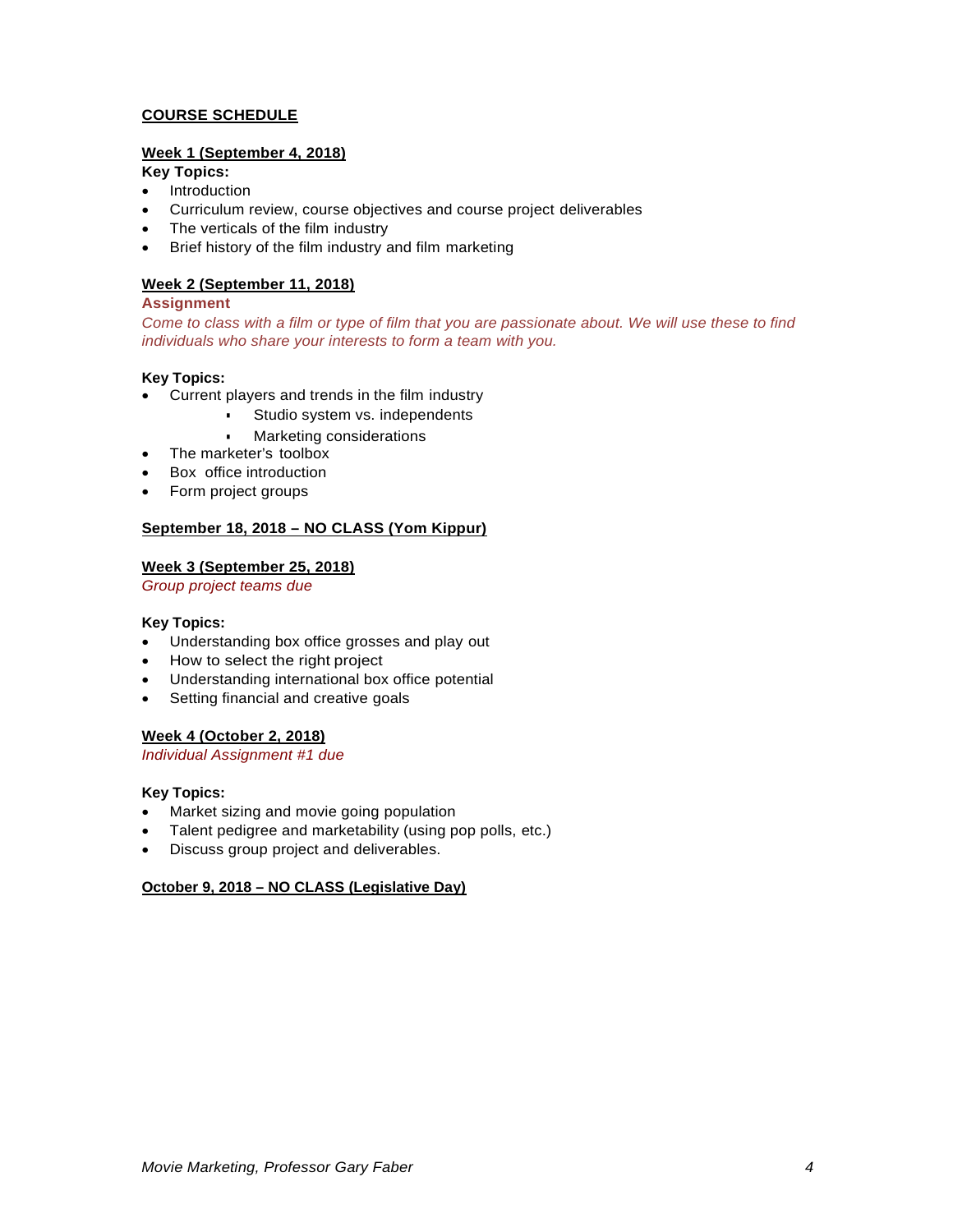## COURSE SCHEDULE

### Week 1 (September 4, 2018)

**Key Topics:**

- Introduction
- Curriculum review, course objectives and course project deliverables
- The verticals of the film industry
- Brief history of the film industry and film marketing

### Week 2 (September 11, 2018)

**Assignment**

*Come to class with a film or type of film that you are passionate about. We will use these to find individuals who share your interests to form a team with you.*

**Key Topics:**

- Current players and trends in the film industry
  - Studio system vs. independents
  - Marketing considerations
- The marketer's toolbox
- Box office introduction
- Form project groups

### September 18, 2018 – NO CLASS (Yom Kippur)

### Week 3 (September 25, 2018)

*Group project teams due*

**Key Topics:**

- Understanding box office grosses and play out
- How to select the right project
- Understanding international box office potential
- Setting financial and creative goals

### Week 4 (October 2, 2018)

*Individual Assignment #1 due*

**Key Topics:**

- Market sizing and movie going population
- Talent pedigree and marketability (using pop polls, etc.)
- Discuss group project and deliverables.

### October 9, 2018 – NO CLASS (Legislative Day)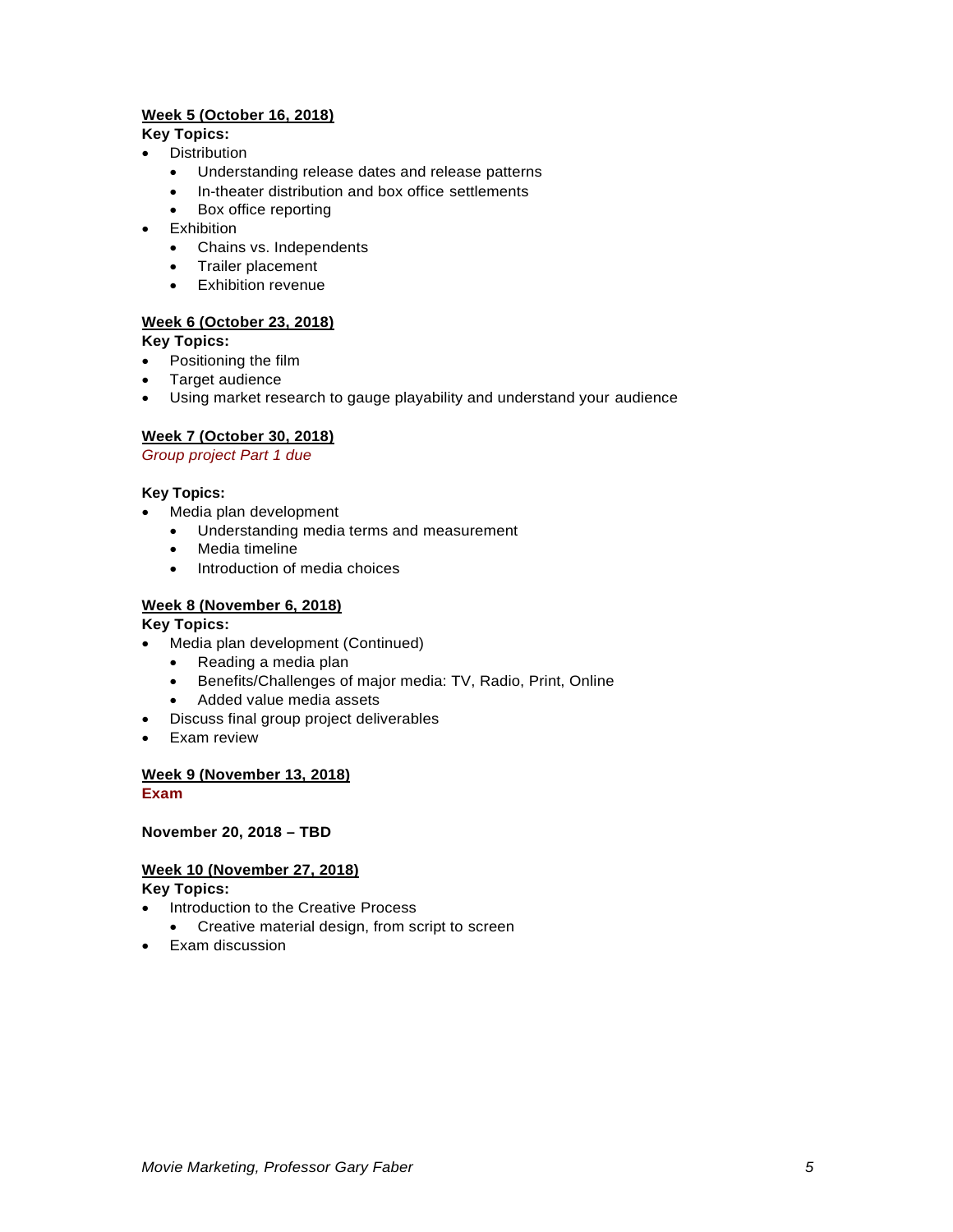**<u>Week 5 (October 16, 2018)</u>**

**Key Topics:**

- Distribution
  - Understanding release dates and release patterns
  - In-theater distribution and box office settlements
  - Box office reporting
- Exhibition
  - Chains vs. Independents
  - Trailer placement
  - Exhibition revenue

**<u>Week 6 (October 23, 2018)</u>**

**Key Topics:**

- Positioning the film
- Target audience
- Using market research to gauge playability and understand your audience

**<u>Week 7 (October 30, 2018)</u>**

*Group project Part 1 due*

**Key Topics:**

- Media plan development
  - Understanding media terms and measurement
  - Media timeline
  - Introduction of media choices

**<u>Week 8 (November 6, 2018)</u>**

**Key Topics:**

- Media plan development (Continued)
  - Reading a media plan
  - Benefits/Challenges of major media: TV, Radio, Print, Online
  - Added value media assets
- Discuss final group project deliverables
- Exam review

**<u>Week 9 (November 13, 2018)</u>**

**Exam**

**November 20, 2018 – TBD**

**<u>Week 10 (November 27, 2018)</u>**

**Key Topics:**

- Introduction to the Creative Process
  - Creative material design, from script to screen
- Exam discussion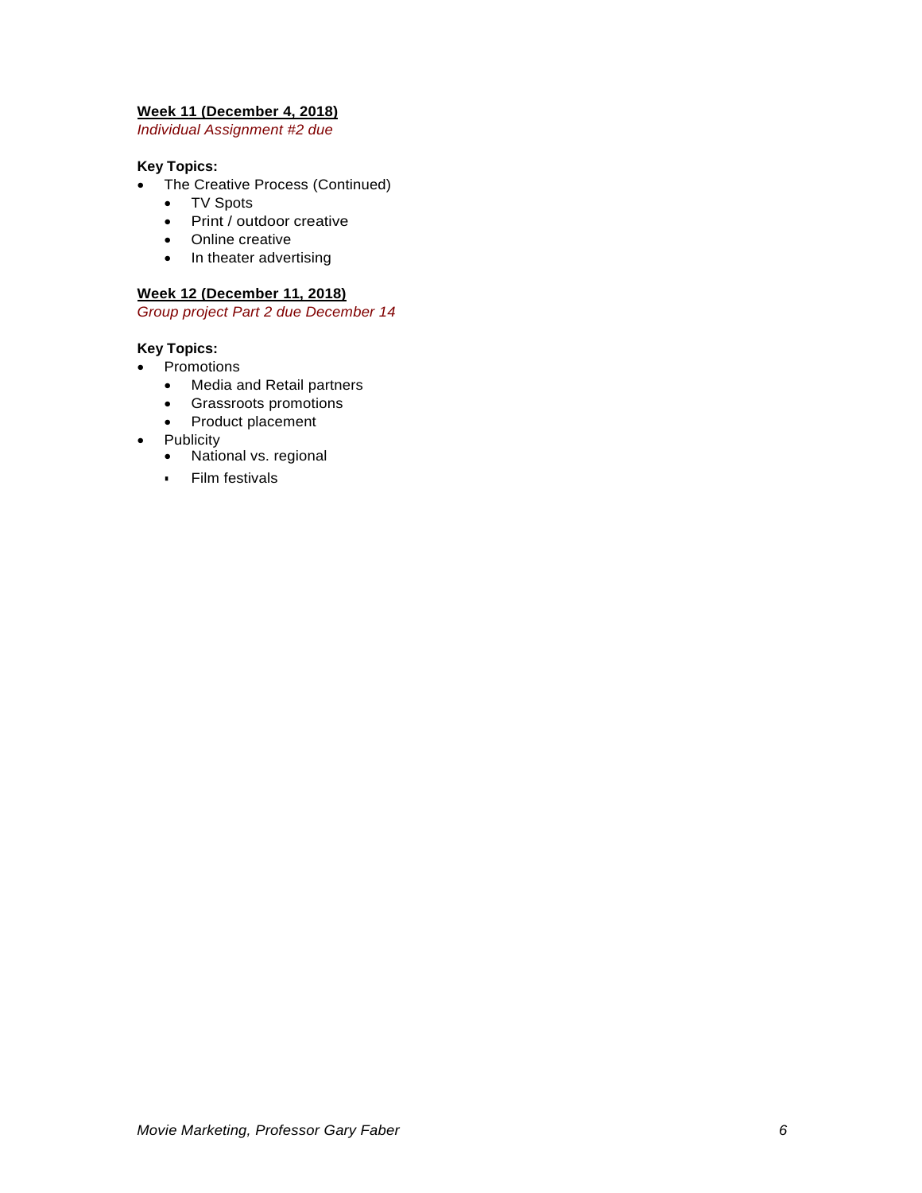**Week 11 (December 4, 2018)**

*Individual Assignment #2 due*

**Key Topics:**

- The Creative Process (Continued)
  - TV Spots
  - Print / outdoor creative
  - Online creative
  - In theater advertising

**Week 12 (December 11, 2018)**

*Group project Part 2 due December 14*

**Key Topics:**

- Promotions
  - Media and Retail partners
  - Grassroots promotions
  - Product placement
- Publicity
  - National vs. regional
  - Film festivals